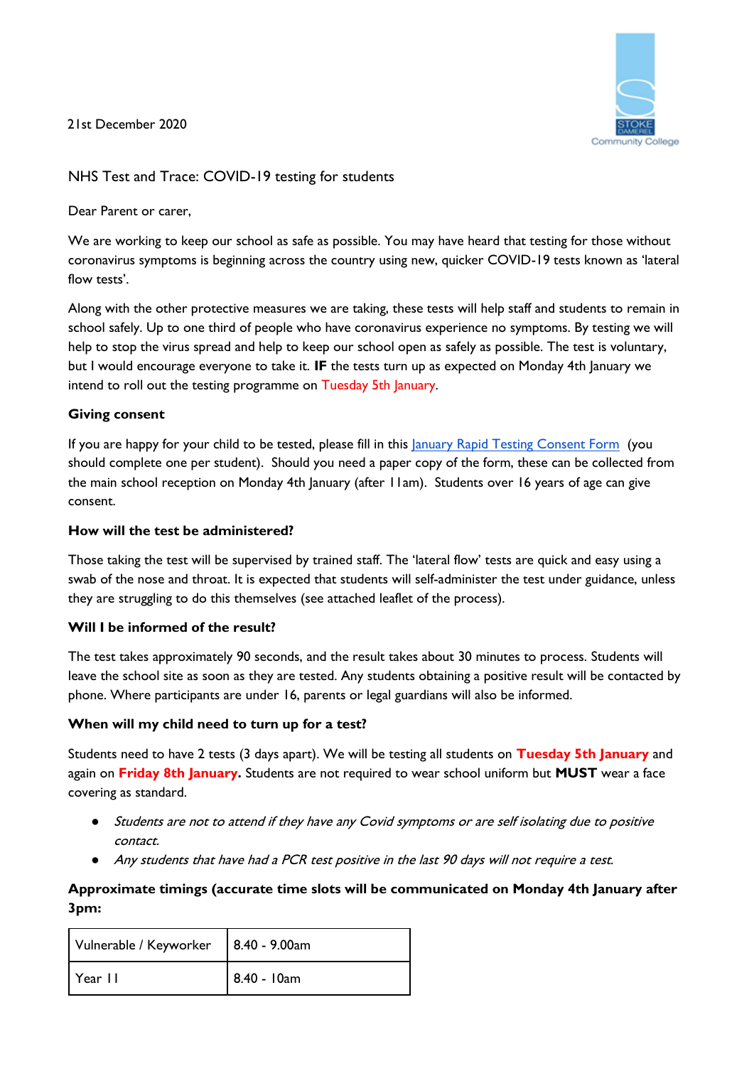21st December 2020

NHS Test and Trace: COVID-19 testing for students

Dear Parent or carer,

We are working to keep our school as safe as possible. You may have heard that testing for those without coronavirus symptoms is beginning across the country using new, quicker COVID-19 tests known as 'lateral flow tests'.

Along with the other protective measures we are taking, these tests will help staff and students to remain in school safely. Up to one third of people who have coronavirus experience no symptoms. By testing we will help to stop the virus spread and help to keep our school open as safely as possible. The test is voluntary, but I would encourage everyone to take it. **IF** the tests turn up as expected on Monday 4th January we intend to roll out the testing programme on Tuesday 5th January.

**Giving consent**

If you are happy for your child to be tested, please fill in this January Rapid Testing Consent Form (you should complete one per student). Should you need a paper copy of the form, these can be collected from the main school reception on Monday 4th January (after 11am). Students over 16 years of age can give consent.

**How will the test be administered?**

Those taking the test will be supervised by trained staff. The 'lateral flow' tests are quick and easy using a swab of the nose and throat. It is expected that students will self-administer the test under guidance, unless they are struggling to do this themselves (see attached leaflet of the process).

**Will I be informed of the result?**

The test takes approximately 90 seconds, and the result takes about 30 minutes to process. Students will leave the school site as soon as they are tested. Any students obtaining a positive result will be contacted by phone. Where participants are under 16, parents or legal guardians will also be informed.

**When will my child need to turn up for a test?**

Students need to have 2 tests (3 days apart). We will be testing all students on **Tuesday 5th January** and again on **Friday 8th January.** Students are not required to wear school uniform but **MUST** wear a face covering as standard.

- *Students are not to attend if they have any Covid symptoms or are self isolating due to positive contact.*
- *Any students that have had a PCR test positive in the last 90 days will not require a test.*

**Approximate timings (accurate time slots will be communicated on Monday 4th January after 3pm:**

| Vulnerable / Keyworker | 8.40 - 9.00am |
|---|---|
| Year 11 | 8.40 - 10am |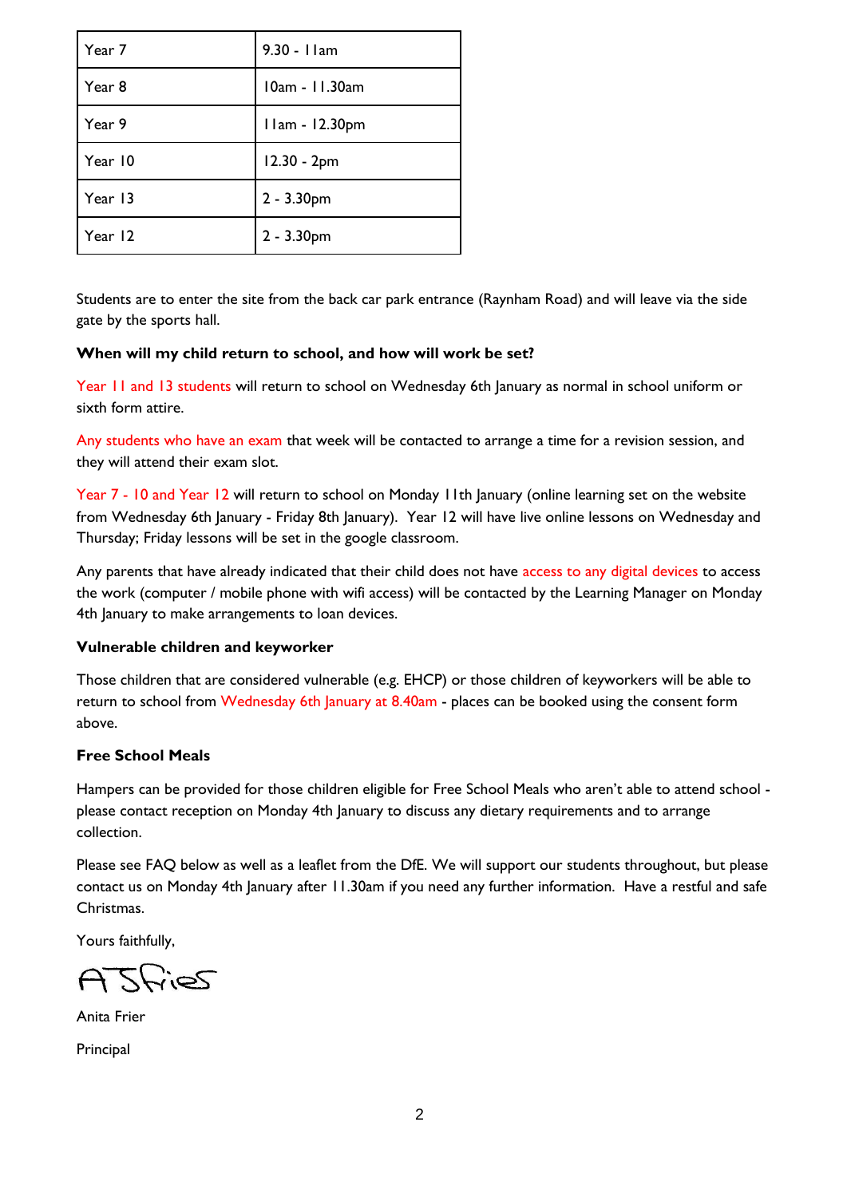| Year 7 | 9.30 - 11am |
|---|---|
| Year 8 | 10am - 11.30am |
| Year 9 | 11am - 12.30pm |
| Year 10 | 12.30 - 2pm |
| Year 13 | 2 - 3.30pm |
| Year 12 | 2 - 3.30pm |

Students are to enter the site from the back car park entrance (Raynham Road) and will leave via the side gate by the sports hall.

**When will my child return to school, and how will work be set?**

Year 11 and 13 students will return to school on Wednesday 6th January as normal in school uniform or sixth form attire.

Any students who have an exam that week will be contacted to arrange a time for a revision session, and they will attend their exam slot.

Year 7 - 10 and Year 12 will return to school on Monday 11th January (online learning set on the website from Wednesday 6th January - Friday 8th January). Year 12 will have live online lessons on Wednesday and Thursday; Friday lessons will be set in the google classroom.

Any parents that have already indicated that their child does not have access to any digital devices to access the work (computer / mobile phone with wifi access) will be contacted by the Learning Manager on Monday 4th January to make arrangements to loan devices.

**Vulnerable children and keyworker**

Those children that are considered vulnerable (e.g. EHCP) or those children of keyworkers will be able to return to school from Wednesday 6th January at 8.40am - places can be booked using the consent form above.

**Free School Meals**

Hampers can be provided for those children eligible for Free School Meals who aren't able to attend school - please contact reception on Monday 4th January to discuss any dietary requirements and to arrange collection.

Please see FAQ below as well as a leaflet from the DfE. We will support our students throughout, but please contact us on Monday 4th January after 11.30am if you need any further information. Have a restful and safe Christmas.

Yours faithfully,

A Frier

Anita Frier

Principal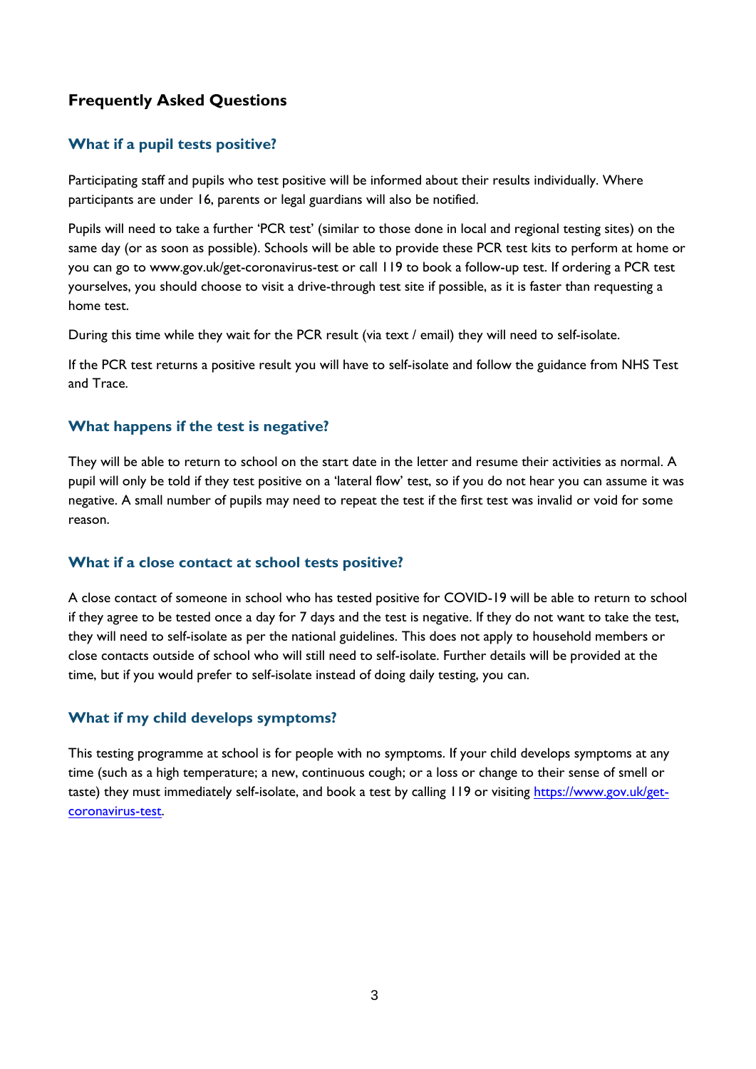## Frequently Asked Questions

### What if a pupil tests positive?

Participating staff and pupils who test positive will be informed about their results individually. Where participants are under 16, parents or legal guardians will also be notified.

Pupils will need to take a further 'PCR test' (similar to those done in local and regional testing sites) on the same day (or as soon as possible). Schools will be able to provide these PCR test kits to perform at home or you can go to www.gov.uk/get-coronavirus-test or call 119 to book a follow-up test. If ordering a PCR test yourselves, you should choose to visit a drive-through test site if possible, as it is faster than requesting a home test.

During this time while they wait for the PCR result (via text / email) they will need to self-isolate.

If the PCR test returns a positive result you will have to self-isolate and follow the guidance from NHS Test and Trace.

### What happens if the test is negative?

They will be able to return to school on the start date in the letter and resume their activities as normal. A pupil will only be told if they test positive on a 'lateral flow' test, so if you do not hear you can assume it was negative. A small number of pupils may need to repeat the test if the first test was invalid or void for some reason.

### What if a close contact at school tests positive?

A close contact of someone in school who has tested positive for COVID-19 will be able to return to school if they agree to be tested once a day for 7 days and the test is negative. If they do not want to take the test, they will need to self-isolate as per the national guidelines. This does not apply to household members or close contacts outside of school who will still need to self-isolate. Further details will be provided at the time, but if you would prefer to self-isolate instead of doing daily testing, you can.

### What if my child develops symptoms?

This testing programme at school is for people with no symptoms. If your child develops symptoms at any time (such as a high temperature; a new, continuous cough; or a loss or change to their sense of smell or taste) they must immediately self-isolate, and book a test by calling 119 or visiting [https://www.gov.uk/get-coronavirus-test](https://www.gov.uk/get-coronavirus-test).